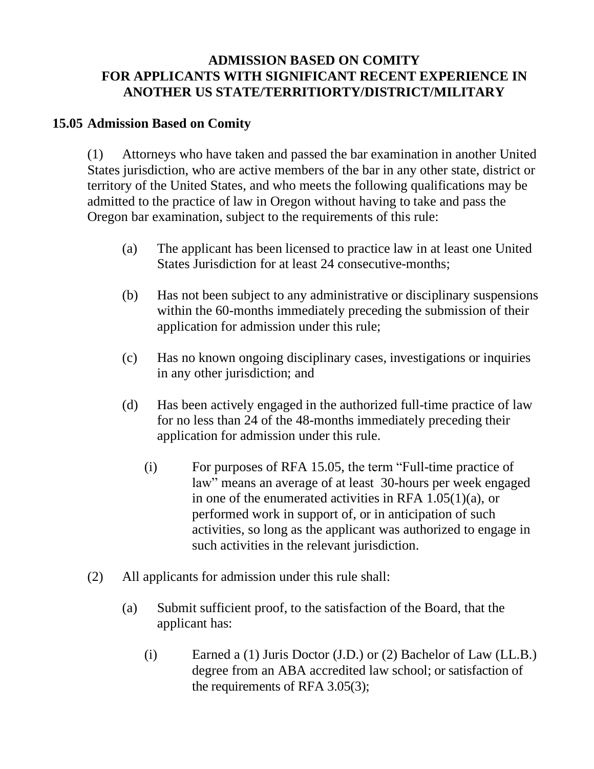# ADMISSION BASED ON COMITY FOR APPLICANTS WITH SIGNIFICANT RECENT EXPERIENCE IN ANOTHER US STATE/TERRITIORTY/DISTRICT/MILITARY

## 15.05 Admission Based on Comity

(1) Attorneys who have taken and passed the bar examination in another United States jurisdiction, who are active members of the bar in any other state, district or territory of the United States, and who meets the following qualifications may be admitted to the practice of law in Oregon without having to take and pass the Oregon bar examination, subject to the requirements of this rule:

- (a) The applicant has been licensed to practice law in at least one United States Jurisdiction for at least 24 consecutive-months;
- (b) Has not been subject to any administrative or disciplinary suspensions within the 60-months immediately preceding the submission of their application for admission under this rule;
- (c) Has no known ongoing disciplinary cases, investigations or inquiries in any other jurisdiction; and
- (d) Has been actively engaged in the authorized full-time practice of law for no less than 24 of the 48-months immediately preceding their application for admission under this rule.
  - (i) For purposes of RFA 15.05, the term "Full-time practice of law" means an average of at least 30-hours per week engaged in one of the enumerated activities in RFA 1.05(1)(a), or performed work in support of, or in anticipation of such activities, so long as the applicant was authorized to engage in such activities in the relevant jurisdiction.

(2) All applicants for admission under this rule shall:

- (a) Submit sufficient proof, to the satisfaction of the Board, that the applicant has:
  - (i) Earned a (1) Juris Doctor (J.D.) or (2) Bachelor of Law (LL.B.) degree from an ABA accredited law school; or satisfaction of the requirements of RFA 3.05(3);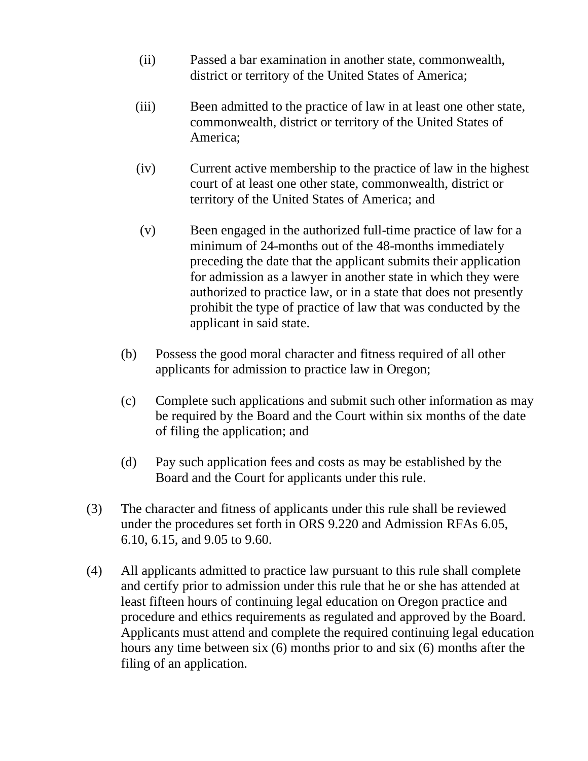(ii) Passed a bar examination in another state, commonwealth, district or territory of the United States of America;

(iii) Been admitted to the practice of law in at least one other state, commonwealth, district or territory of the United States of America;

(iv) Current active membership to the practice of law in the highest court of at least one other state, commonwealth, district or territory of the United States of America; and

(v) Been engaged in the authorized full-time practice of law for a minimum of 24-months out of the 48-months immediately preceding the date that the applicant submits their application for admission as a lawyer in another state in which they were authorized to practice law, or in a state that does not presently prohibit the type of practice of law that was conducted by the applicant in said state.

(b) Possess the good moral character and fitness required of all other applicants for admission to practice law in Oregon;

(c) Complete such applications and submit such other information as may be required by the Board and the Court within six months of the date of filing the application; and

(d) Pay such application fees and costs as may be established by the Board and the Court for applicants under this rule.

(3) The character and fitness of applicants under this rule shall be reviewed under the procedures set forth in ORS 9.220 and Admission RFAs 6.05, 6.10, 6.15, and 9.05 to 9.60.

(4) All applicants admitted to practice law pursuant to this rule shall complete and certify prior to admission under this rule that he or she has attended at least fifteen hours of continuing legal education on Oregon practice and procedure and ethics requirements as regulated and approved by the Board. Applicants must attend and complete the required continuing legal education hours any time between six (6) months prior to and six (6) months after the filing of an application.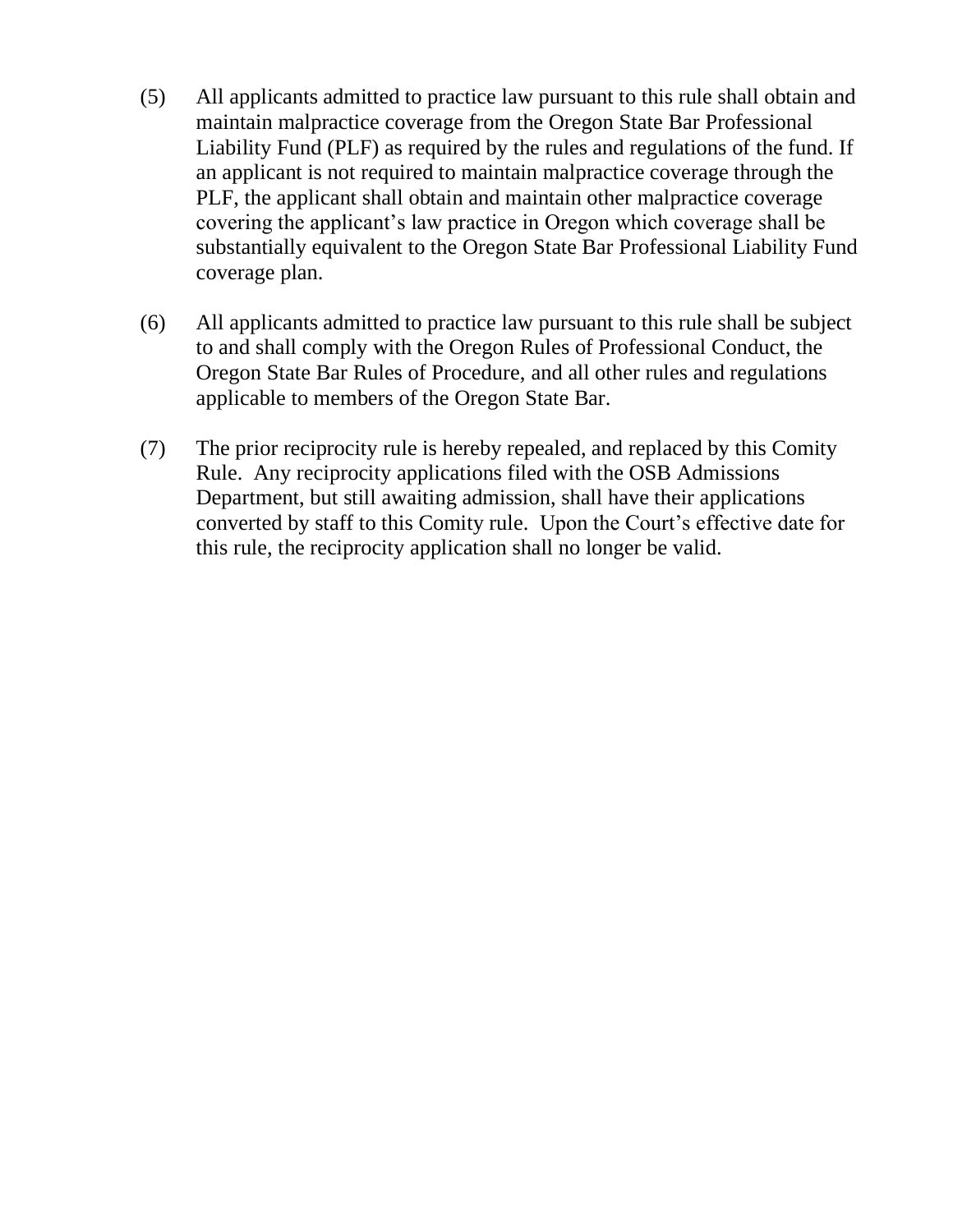(5) All applicants admitted to practice law pursuant to this rule shall obtain and maintain malpractice coverage from the Oregon State Bar Professional Liability Fund (PLF) as required by the rules and regulations of the fund. If an applicant is not required to maintain malpractice coverage through the PLF, the applicant shall obtain and maintain other malpractice coverage covering the applicant's law practice in Oregon which coverage shall be substantially equivalent to the Oregon State Bar Professional Liability Fund coverage plan.

(6) All applicants admitted to practice law pursuant to this rule shall be subject to and shall comply with the Oregon Rules of Professional Conduct, the Oregon State Bar Rules of Procedure, and all other rules and regulations applicable to members of the Oregon State Bar.

(7) The prior reciprocity rule is hereby repealed, and replaced by this Comity Rule. Any reciprocity applications filed with the OSB Admissions Department, but still awaiting admission, shall have their applications converted by staff to this Comity rule. Upon the Court's effective date for this rule, the reciprocity application shall no longer be valid.